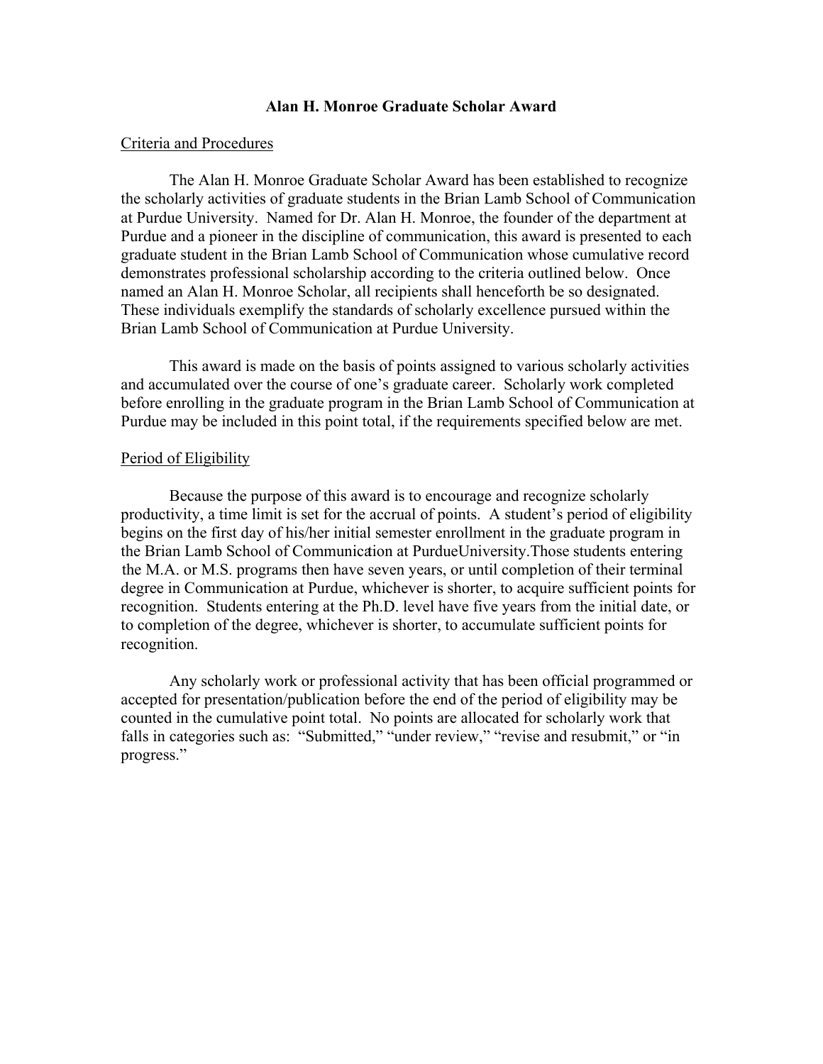# Alan H. Monroe Graduate Scholar Award

## Criteria and Procedures

The Alan H. Monroe Graduate Scholar Award has been established to recognize the scholarly activities of graduate students in the Brian Lamb School of Communication at Purdue University. Named for Dr. Alan H. Monroe, the founder of the department at Purdue and a pioneer in the discipline of communication, this award is presented to each graduate student in the Brian Lamb School of Communication whose cumulative record demonstrates professional scholarship according to the criteria outlined below. Once named an Alan H. Monroe Scholar, all recipients shall henceforth be so designated. These individuals exemplify the standards of scholarly excellence pursued within the Brian Lamb School of Communication at Purdue University.

This award is made on the basis of points assigned to various scholarly activities and accumulated over the course of one's graduate career. Scholarly work completed before enrolling in the graduate program in the Brian Lamb School of Communication at Purdue may be included in this point total, if the requirements specified below are met.

## Period of Eligibility

Because the purpose of this award is to encourage and recognize scholarly productivity, a time limit is set for the accrual of points. A student's period of eligibility begins on the first day of his/her initial semester enrollment in the graduate program in the Brian Lamb School of Communication at PurdueUniversity.Those students entering the M.A. or M.S. programs then have seven years, or until completion of their terminal degree in Communication at Purdue, whichever is shorter, to acquire sufficient points for recognition. Students entering at the Ph.D. level have five years from the initial date, or to completion of the degree, whichever is shorter, to accumulate sufficient points for recognition.

Any scholarly work or professional activity that has been official programmed or accepted for presentation/publication before the end of the period of eligibility may be counted in the cumulative point total. No points are allocated for scholarly work that falls in categories such as: "Submitted," "under review," "revise and resubmit," or "in progress."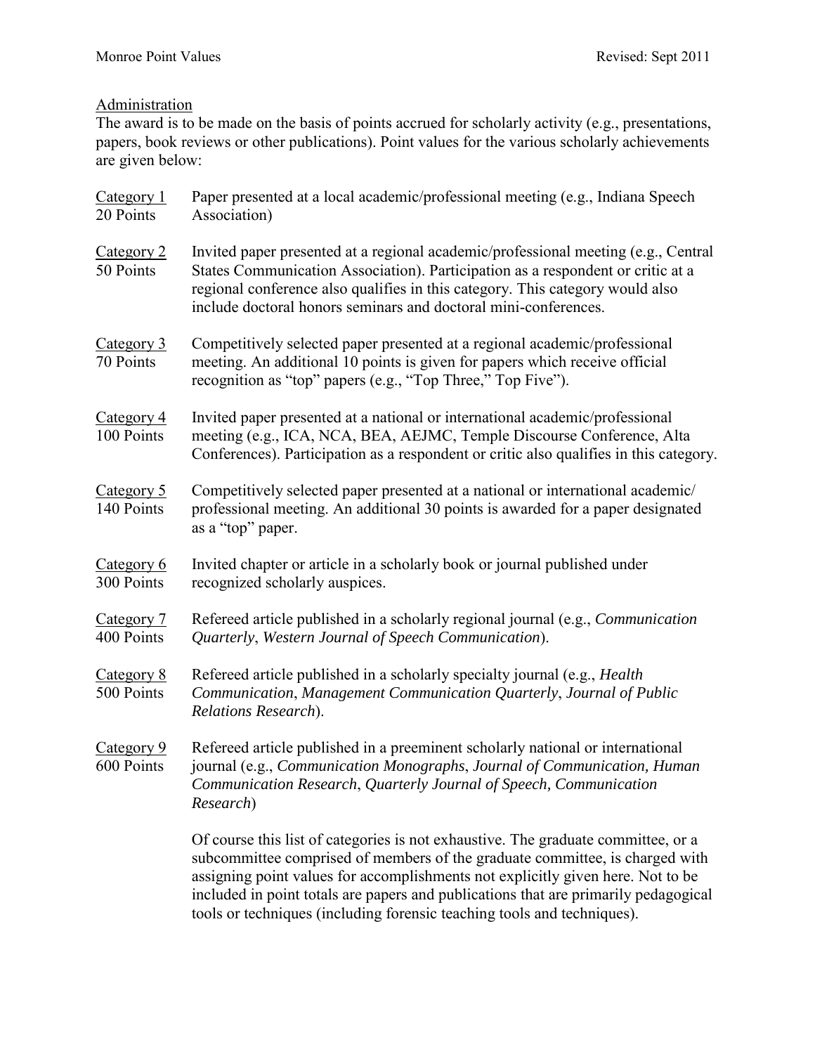## Administration

The award is to be made on the basis of points accrued for scholarly activity (e.g., presentations, papers, book reviews or other publications). Point values for the various scholarly achievements are given below:

**Category 1**
**20 Points**
Paper presented at a local academic/professional meeting (e.g., Indiana Speech Association)

**Category 2**
**50 Points**
Invited paper presented at a regional academic/professional meeting (e.g., Central States Communication Association). Participation as a respondent or critic at a regional conference also qualifies in this category. This category would also include doctoral honors seminars and doctoral mini-conferences.

**Category 3**
**70 Points**
Competitively selected paper presented at a regional academic/professional meeting. An additional 10 points is given for papers which receive official recognition as "top" papers (e.g., "Top Three," Top Five").

**Category 4**
**100 Points**
Invited paper presented at a national or international academic/professional meeting (e.g., ICA, NCA, BEA, AEJMC, Temple Discourse Conference, Alta Conferences). Participation as a respondent or critic also qualifies in this category.

**Category 5**
**140 Points**
Competitively selected paper presented at a national or international academic/ professional meeting. An additional 30 points is awarded for a paper designated as a "top" paper.

**Category 6**
**300 Points**
Invited chapter or article in a scholarly book or journal published under recognized scholarly auspices.

**Category 7**
**400 Points**
Refereed article published in a scholarly regional journal (e.g., *Communication Quarterly*, *Western Journal of Speech Communication*).

**Category 8**
**500 Points**
Refereed article published in a scholarly specialty journal (e.g., *Health Communication*, *Management Communication Quarterly*, *Journal of Public Relations Research*).

**Category 9**
**600 Points**
Refereed article published in a preeminent scholarly national or international journal (e.g., *Communication Monographs*, *Journal of Communication, Human Communication Research*, *Quarterly Journal of Speech, Communication Research*)

Of course this list of categories is not exhaustive. The graduate committee, or a subcommittee comprised of members of the graduate committee, is charged with assigning point values for accomplishments not explicitly given here. Not to be included in point totals are papers and publications that are primarily pedagogical tools or techniques (including forensic teaching tools and techniques).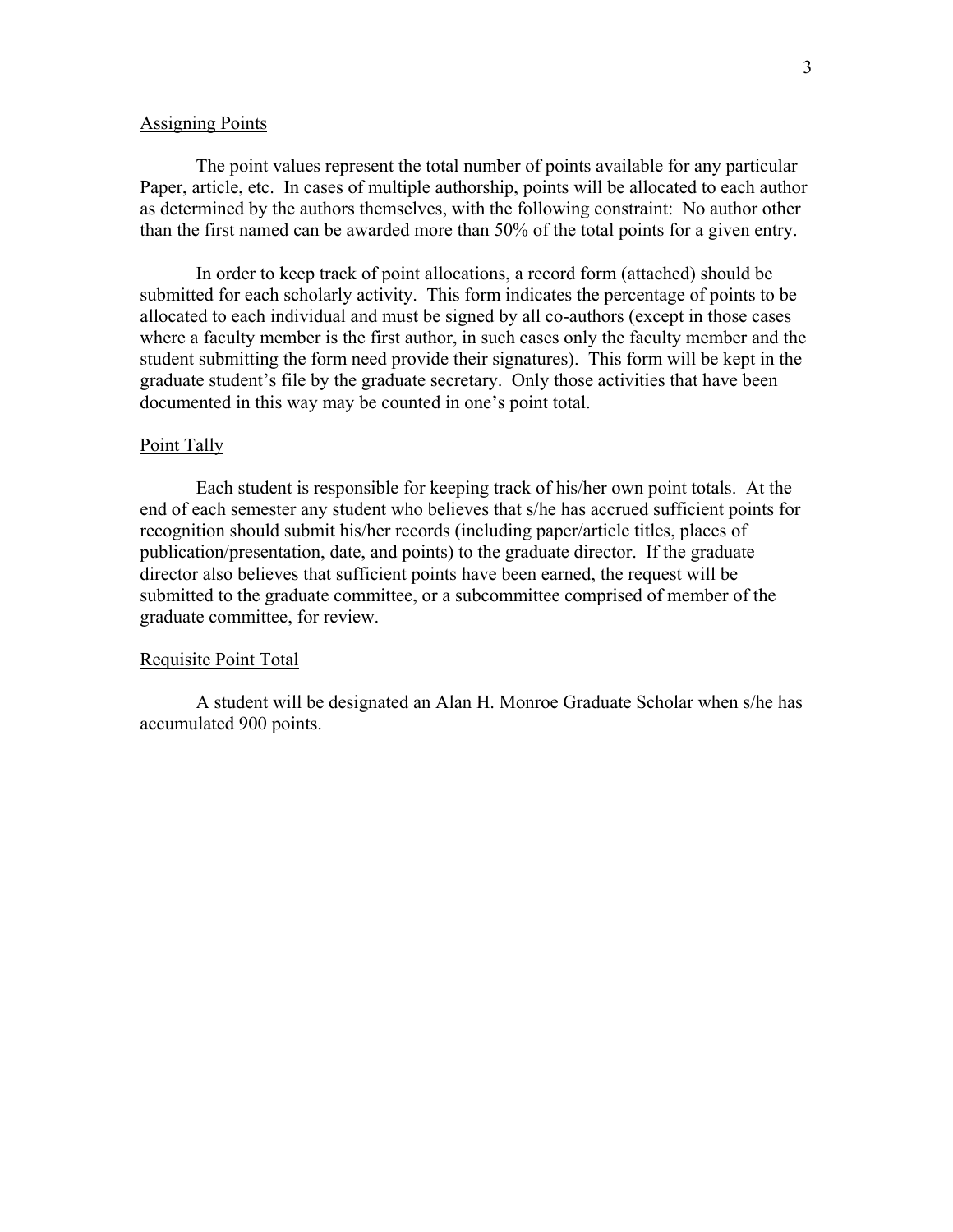## Assigning Points

The point values represent the total number of points available for any particular Paper, article, etc. In cases of multiple authorship, points will be allocated to each author as determined by the authors themselves, with the following constraint: No author other than the first named can be awarded more than 50% of the total points for a given entry.

In order to keep track of point allocations, a record form (attached) should be submitted for each scholarly activity. This form indicates the percentage of points to be allocated to each individual and must be signed by all co-authors (except in those cases where a faculty member is the first author, in such cases only the faculty member and the student submitting the form need provide their signatures). This form will be kept in the graduate student's file by the graduate secretary. Only those activities that have been documented in this way may be counted in one's point total.

## Point Tally

Each student is responsible for keeping track of his/her own point totals. At the end of each semester any student who believes that s/he has accrued sufficient points for recognition should submit his/her records (including paper/article titles, places of publication/presentation, date, and points) to the graduate director. If the graduate director also believes that sufficient points have been earned, the request will be submitted to the graduate committee, or a subcommittee comprised of member of the graduate committee, for review.

## Requisite Point Total

A student will be designated an Alan H. Monroe Graduate Scholar when s/he has accumulated 900 points.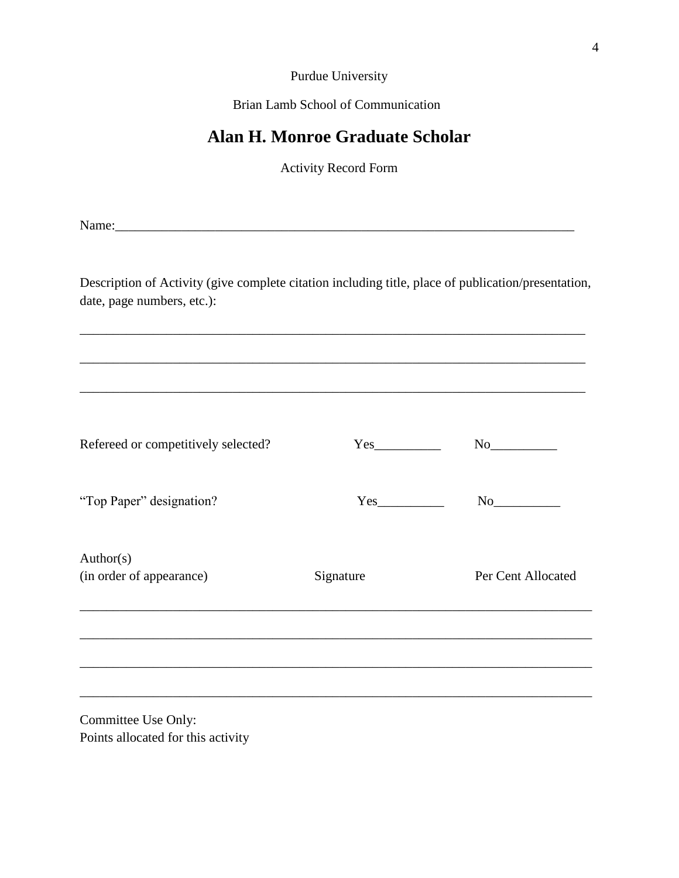Purdue University

Brian Lamb School of Communication

# Alan H. Monroe Graduate Scholar

Activity Record Form

Name:_______________________________________________________________________

Description of Activity (give complete citation including title, place of publication/presentation, date, page numbers, etc.):

_______________________________________________________________________________

_______________________________________________________________________________

_______________________________________________________________________________

Refereed or competitively selected? Yes__________ No__________

“Top Paper” designation? Yes__________ No__________

| Author(s) (in order of appearance) | Signature | Per Cent Allocated |
| --- | --- | --- |
| | | |
| | | |
| | | |
| | | |

Committee Use Only:
Points allocated for this activity